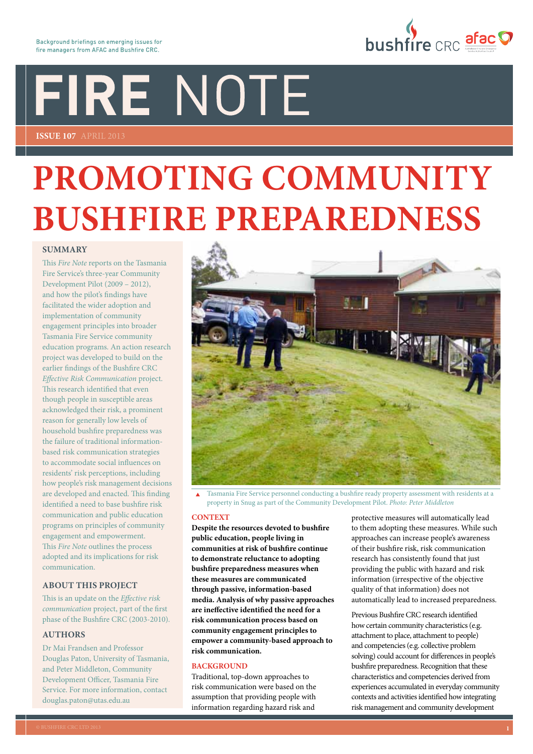Background briefings on emerging issues for fire managers from AFAC and Bushfire CRC.

# FIRE NOTE

**ISSUE 107** APRIL 2013

# PROMOTING COMMUNITY BUSHFIRE PREPAREDNESS

## SUMMARY

This *Fire Note* reports on the Tasmania Fire Service's three-year Community Development Pilot (2009 – 2012), and how the pilot's findings have facilitated the wider adoption and implementation of community engagement principles into broader Tasmania Fire Service community education programs. An action research project was developed to build on the earlier findings of the Bushfire CRC *Effective Risk Communication* project. This research identified that even though people in susceptible areas acknowledged their risk, a prominent reason for generally low levels of household bushfire preparedness was the failure of traditional information-based risk communication strategies to accommodate social influences on residents' risk perceptions, including how people's risk management decisions are developed and enacted. This finding identified a need to base bushfire risk communication and public education programs on principles of community engagement and empowerment. This *Fire Note* outlines the process adopted and its implications for risk communication.

## ABOUT THIS PROJECT

This is an update on the *Effective risk communication* project, part of the first phase of the Bushfire CRC (2003-2010).

## AUTHORS

Dr Mai Frandsen and Professor Douglas Paton, University of Tasmania, and Peter Middleton, Community Development Officer, Tasmania Fire Service. For more information, contact douglas.paton@utas.edu.au

▲ Tasmania Fire Service personnel conducting a bushfire ready property assessment with residents at a property in Snug as part of the Community Development Pilot. *Photo: Peter Middleton*

## CONTEXT

**Despite the resources devoted to bushfire public education, people living in communities at risk of bushfire continue to demonstrate reluctance to adopting bushfire preparedness measures when these measures are communicated through passive, information-based media. Analysis of why passive approaches are ineffective identified the need for a risk communication process based on community engagement principles to empower a community-based approach to risk communication.**

## BACKGROUND

Traditional, top-down approaches to risk communication were based on the assumption that providing people with information regarding hazard risk and protective measures will automatically lead to them adopting these measures. While such approaches can increase people's awareness of their bushfire risk, risk communication research has consistently found that just providing the public with hazard and risk information (irrespective of the objective quality of that information) does not automatically lead to increased preparedness.

Previous Bushfire CRC research identified how certain community characteristics (e.g. attachment to place, attachment to people) and competencies (e.g. collective problem solving) could account for differences in people's bushfire preparedness. Recognition that these characteristics and competencies derived from experiences accumulated in everyday community contexts and activities identified how integrating risk management and community development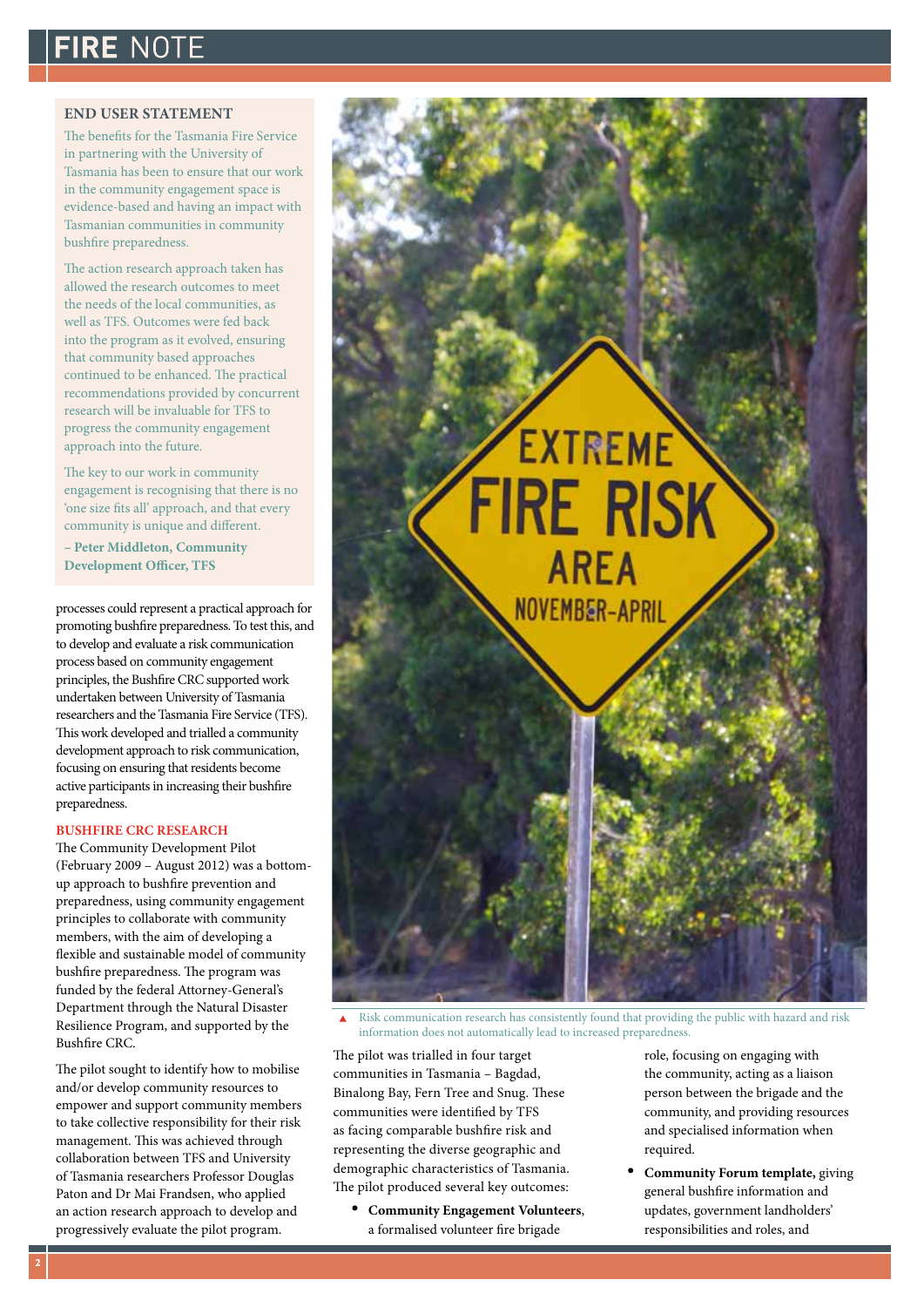### END USER STATEMENT

The benefits for the Tasmania Fire Service in partnering with the University of Tasmania has been to ensure that our work in the community engagement space is evidence-based and having an impact with Tasmanian communities in community bushfire preparedness.

The action research approach taken has allowed the research outcomes to meet the needs of the local communities, as well as TFS. Outcomes were fed back into the program as it evolved, ensuring that community based approaches continued to be enhanced. The practical recommendations provided by concurrent research will be invaluable for TFS to progress the community engagement approach into the future.

The key to our work in community engagement is recognising that there is no 'one size fits all' approach, and that every community is unique and different.

**– Peter Middleton, Community Development Officer, TFS**

processes could represent a practical approach for promoting bushfire preparedness. To test this, and to develop and evaluate a risk communication process based on community engagement principles, the Bushfire CRC supported work undertaken between University of Tasmania researchers and the Tasmania Fire Service (TFS). This work developed and trialled a community development approach to risk communication, focusing on ensuring that residents become active participants in increasing their bushfire preparedness.

## BUSHFIRE CRC RESEARCH

The Community Development Pilot (February 2009 – August 2012) was a bottom-up approach to bushfire prevention and preparedness, using community engagement principles to collaborate with community members, with the aim of developing a flexible and sustainable model of community bushfire preparedness. The program was funded by the federal Attorney-General's Department through the Natural Disaster Resilience Program, and supported by the Bushfire CRC.

The pilot sought to identify how to mobilise and/or develop community resources to empower and support community members to take collective responsibility for their risk management. This was achieved through collaboration between TFS and University of Tasmania researchers Professor Douglas Paton and Dr Mai Frandsen, who applied an action research approach to develop and progressively evaluate the pilot program.

Risk communication research has consistently found that providing the public with hazard and risk information does not automatically lead to increased preparedness.

The pilot was trialled in four target communities in Tasmania – Bagdad, Binalong Bay, Fern Tree and Snug. These communities were identified by TFS as facing comparable bushfire risk and representing the diverse geographic and demographic characteristics of Tasmania. The pilot produced several key outcomes:

- **Community Engagement Volunteers**, a formalised volunteer fire brigade role, focusing on engaging with the community, acting as a liaison person between the brigade and the community, and providing resources and specialised information when required.
- **Community Forum template,** giving general bushfire information and updates, government landholders' responsibilities and roles, and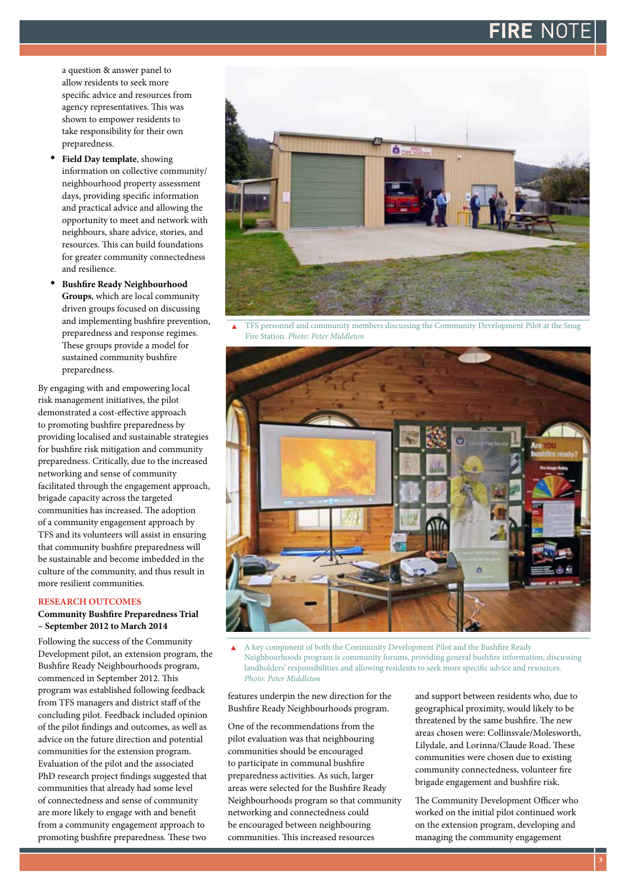a question & answer panel to allow residents to seek more specific advice and resources from agency representatives. This was shown to empower residents to take responsibility for their own preparedness.

- **Field Day template**, showing information on collective community/ neighbourhood property assessment days, providing specific information and practical advice and allowing the opportunity to meet and network with neighbours, share advice, stories, and resources. This can build foundations for greater community connectedness and resilience.
- **Bushfire Ready Neighbourhood Groups**, which are local community driven groups focused on discussing and implementing bushfire prevention, preparedness and response regimes. These groups provide a model for sustained community bushfire preparedness.

By engaging with and empowering local risk management initiatives, the pilot demonstrated a cost-effective approach to promoting bushfire preparedness by providing localised and sustainable strategies for bushfire risk mitigation and community preparedness. Critically, due to the increased networking and sense of community facilitated through the engagement approach, brigade capacity across the targeted communities has increased. The adoption of a community engagement approach by TFS and its volunteers will assist in ensuring that community bushfire preparedness will be sustainable and become imbedded in the culture of the community, and thus result in more resilient communities.

## RESEARCH OUTCOMES

### Community Bushfire Preparedness Trial – September 2012 to March 2014

Following the success of the Community Development pilot, an extension program, the Bushfire Ready Neighbourhoods program, commenced in September 2012. This program was established following feedback from TFS managers and district staff of the concluding pilot. Feedback included opinion of the pilot findings and outcomes, as well as advice on the future direction and potential communities for the extension program. Evaluation of the pilot and the associated PhD research project findings suggested that communities that already had some level of connectedness and sense of community are more likely to engage with and benefit from a community engagement approach to promoting bushfire preparedness. These two features underpin the new direction for the Bushfire Ready Neighbourhoods program.

▲ TFS personnel and community members discussing the Community Development Pilot at the Snug Fire Station. *Photo: Peter Middleton*

▲ A key component of both the Community Development Pilot and the Bushfire Ready Neighbourhoods program is community forums, providing general bushfire information, discussing landholders' responsibilities and allowing residents to seek more specific advice and resources. *Photo: Peter Middleton*

One of the recommendations from the pilot evaluation was that neighbouring communities should be encouraged to participate in communal bushfire preparedness activities. As such, larger areas were selected for the Bushfire Ready Neighbourhoods program so that community networking and connectedness could be encouraged between neighbouring communities. This increased resources and support between residents who, due to geographical proximity, would likely to be threatened by the same bushfire. The new areas chosen were: Collinsvale/Molesworth, Lilydale, and Lorinna/Claude Road. These communities were chosen due to existing community connectedness, volunteer fire brigade engagement and bushfire risk.

The Community Development Officer who worked on the initial pilot continued work on the extension program, developing and managing the community engagement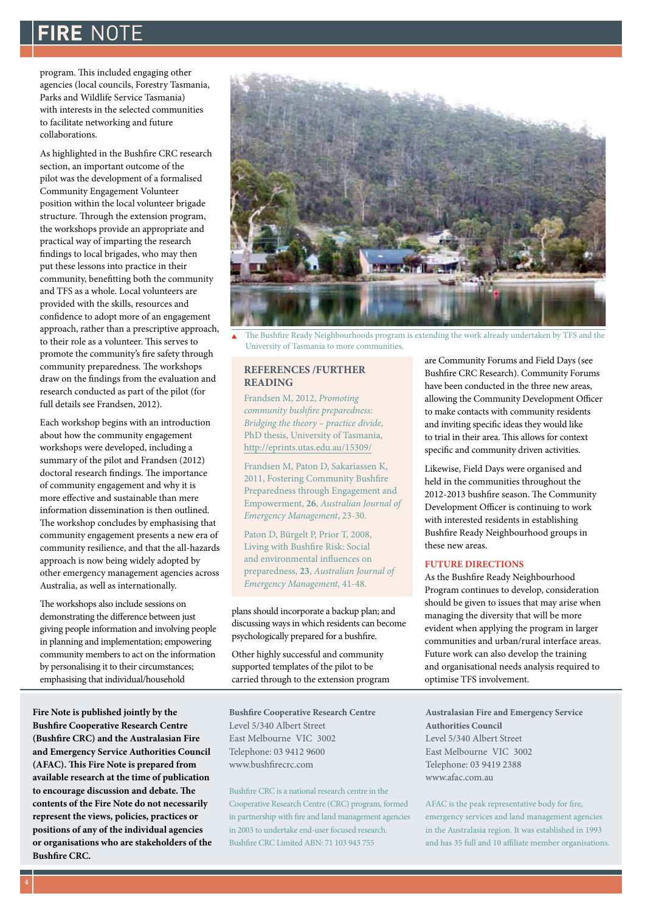program. This included engaging other agencies (local councils, Forestry Tasmania, Parks and Wildlife Service Tasmania) with interests in the selected communities to facilitate networking and future collaborations.

As highlighted in the Bushfire CRC research section, an important outcome of the pilot was the development of a formalised Community Engagement Volunteer position within the local volunteer brigade structure. Through the extension program, the workshops provide an appropriate and practical way of imparting the research findings to local brigades, who may then put these lessons into practice in their community, benefitting both the community and TFS as a whole. Local volunteers are provided with the skills, resources and confidence to adopt more of an engagement approach, rather than a prescriptive approach, to their role as a volunteer. This serves to promote the community's fire safety through community preparedness. The workshops draw on the findings from the evaluation and research conducted as part of the pilot (for full details see Frandsen, 2012).

Each workshop begins with an introduction about how the community engagement workshops were developed, including a summary of the pilot and Frandsen (2012) doctoral research findings. The importance of community engagement and why it is more effective and sustainable than mere information dissemination is then outlined. The workshop concludes by emphasising that community engagement presents a new era of community resilience, and that the all-hazards approach is now being widely adopted by other emergency management agencies across Australia, as well as internationally.

The workshops also include sessions on demonstrating the difference between just giving people information and involving people in planning and implementation; empowering community members to act on the information by personalising it to their circumstances; emphasising that individual/household plans should incorporate a backup plan; and discussing ways in which residents can become psychologically prepared for a bushfire.

Other highly successful and community supported templates of the pilot to be carried through to the extension program are Community Forums and Field Days (see Bushfire CRC Research). Community Forums have been conducted in the three new areas, allowing the Community Development Officer to make contacts with community residents and inviting specific ideas they would like to trial in their area. This allows for context specific and community driven activities.

Likewise, Field Days were organised and held in the communities throughout the 2012-2013 bushfire season. The Community Development Officer is continuing to work with interested residents in establishing Bushfire Ready Neighbourhood groups in these new areas.

The Bushfire Ready Neighbourhoods program is extending the work already undertaken by TFS and the University of Tasmania to more communities.

## REFERENCES /FURTHER READING

Frandsen M, 2012, *Promoting community bushfire preparedness: Bridging the theory – practice divide*, PhD thesis, University of Tasmania, http://eprints.utas.edu.au/15309/

Frandsen M, Paton D, Sakariassen K, 2011, Fostering Community Bushfire Preparedness through Engagement and Empowerment, **26**, *Australian Journal of Emergency Management*, 23-30.

Paton D, Bürgelt P, Prior T, 2008, Living with Bushfire Risk: Social and environmental influences on preparedness, **23**, *Australian Journal of Emergency Management*, 41-48.

## FUTURE DIRECTIONS

As the Bushfire Ready Neighbourhood Program continues to develop, consideration should be given to issues that may arise when managing the diversity that will be more evident when applying the program in larger communities and urban/rural interface areas. Future work can also develop the training and organisational needs analysis required to optimise TFS involvement.

---

**Fire Note is published jointly by the Bushfire Cooperative Research Centre (Bushfire CRC) and the Australasian Fire and Emergency Service Authorities Council (AFAC). This Fire Note is prepared from available research at the time of publication to encourage discussion and debate. The contents of the Fire Note do not necessarily represent the views, policies, practices or positions of any of the individual agencies or organisations who are stakeholders of the Bushfire CRC.**

**Bushfire Cooperative Research Centre**
Level 5/340 Albert Street
East Melbourne VIC 3002
Telephone: 03 9412 9600
www.bushfirecrc.com

Bushfire CRC is a national research centre in the Cooperative Research Centre (CRC) program, formed in partnership with fire and land management agencies in 2003 to undertake end-user focused research. Bushfire CRC Limited ABN: 71 103 943 755

**Australasian Fire and Emergency Service Authorities Council**
Level 5/340 Albert Street
East Melbourne VIC 3002
Telephone: 03 9419 2388
www.afac.com.au

AFAC is the peak representative body for fire, emergency services and land management agencies in the Australasia region. It was established in 1993 and has 35 full and 10 affiliate member organisations.